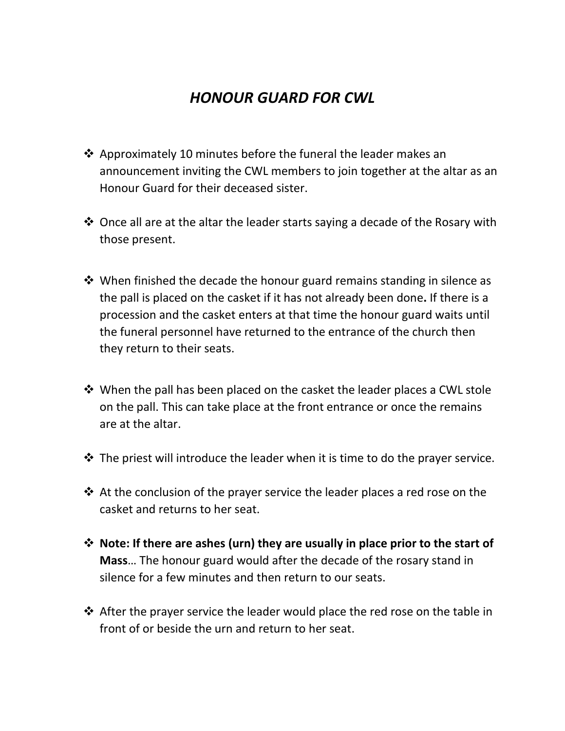# *HONOUR GUARD FOR CWL*

- Approximately 10 minutes before the funeral the leader makes an announcement inviting the CWL members to join together at the altar as an Honour Guard for their deceased sister.

- Once all are at the altar the leader starts saying a decade of the Rosary with those present.

- When finished the decade the honour guard remains standing in silence as the pall is placed on the casket if it has not already been done**.** If there is a procession and the casket enters at that time the honour guard waits until the funeral personnel have returned to the entrance of the church then they return to their seats.

- When the pall has been placed on the casket the leader places a CWL stole on the pall. This can take place at the front entrance or once the remains are at the altar.

- The priest will introduce the leader when it is time to do the prayer service.

- At the conclusion of the prayer service the leader places a red rose on the casket and returns to her seat.

- **Note: If there are ashes (urn) they are usually in place prior to the start of Mass**… The honour guard would after the decade of the rosary stand in silence for a few minutes and then return to our seats.

- After the prayer service the leader would place the red rose on the table in front of or beside the urn and return to her seat.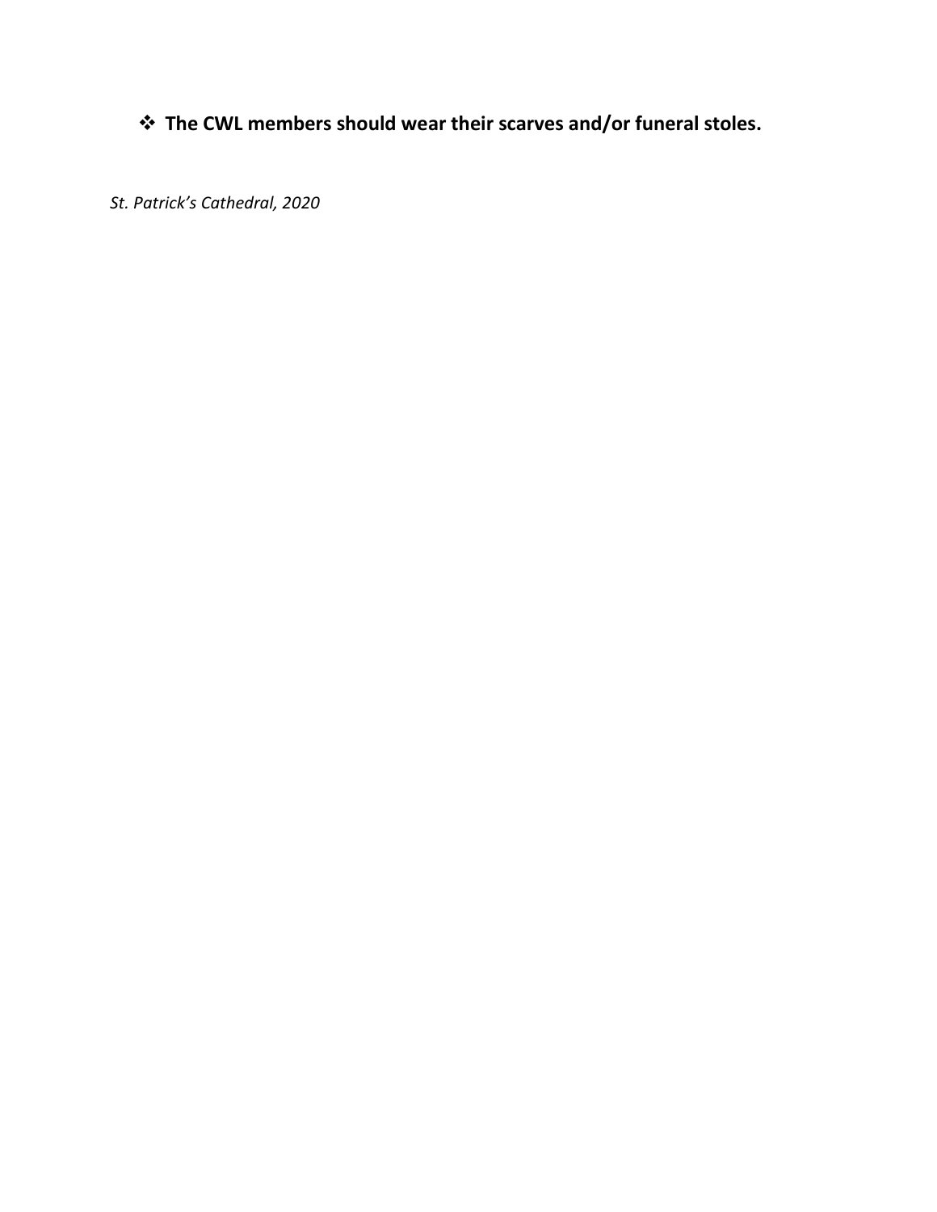- **The CWL members should wear their scarves and/or funeral stoles.**

*St. Patrick's Cathedral, 2020*